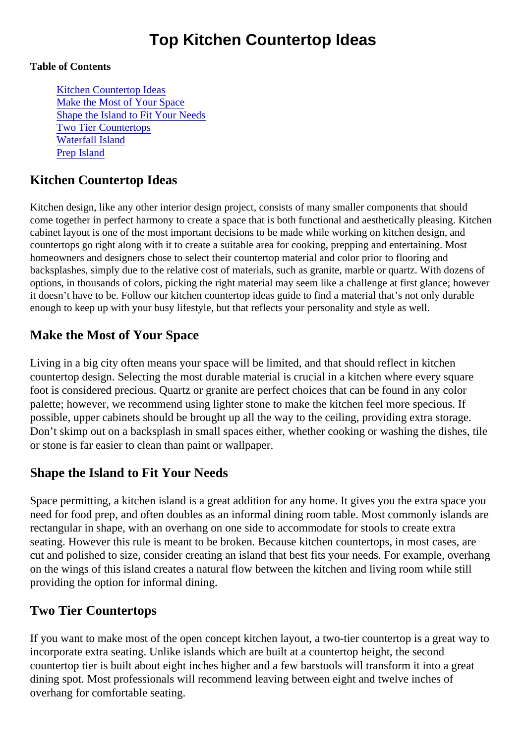# Top Kitchen Countertop Ideas

**Table of Contents**

- Kitchen Countertop Ideas
- Make the Most of Your Space
- Shape the Island to Fit Your Needs
- Two Tier Countertops
- Waterfall Island
- Prep Island

## Kitchen Countertop Ideas

Kitchen design, like any other interior design project, consists of many smaller components that should come together in perfect harmony to create a space that is both functional and aesthetically pleasing. Kitchen cabinet layout is one of the most important decisions to be made while working on kitchen design, and countertops go right along with it to create a suitable area for cooking, prepping and entertaining. Most homeowners and designers chose to select their countertop material and color prior to flooring and backsplashes, simply due to the relative cost of materials, such as granite, marble or quartz. With dozens of options, in thousands of colors, picking the right material may seem like a challenge at first glance; however it doesn't have to be. Follow our kitchen countertop ideas guide to find a material that's not only durable enough to keep up with your busy lifestyle, but that reflects your personality and style as well.

## Make the Most of Your Space

Living in a big city often means your space will be limited, and that should reflect in kitchen countertop design. Selecting the most durable material is crucial in a kitchen where every square foot is considered precious. Quartz or granite are perfect choices that can be found in any color palette; however, we recommend using lighter stone to make the kitchen feel more specious. If possible, upper cabinets should be brought up all the way to the ceiling, providing extra storage. Don't skimp out on a backsplash in small spaces either, whether cooking or washing the dishes, tile or stone is far easier to clean than paint or wallpaper.

## Shape the Island to Fit Your Needs

Space permitting, a kitchen island is a great addition for any home. It gives you the extra space you need for food prep, and often doubles as an informal dining room table. Most commonly islands are rectangular in shape, with an overhang on one side to accommodate for stools to create extra seating. However this rule is meant to be broken. Because kitchen countertops, in most cases, are cut and polished to size, consider creating an island that best fits your needs. For example, overhang on the wings of this island creates a natural flow between the kitchen and living room while still providing the option for informal dining.

## Two Tier Countertops

If you want to make most of the open concept kitchen layout, a two-tier countertop is a great way to incorporate extra seating. Unlike islands which are built at a countertop height, the second countertop tier is built about eight inches higher and a few barstools will transform it into a great dining spot. Most professionals will recommend leaving between eight and twelve inches of overhang for comfortable seating.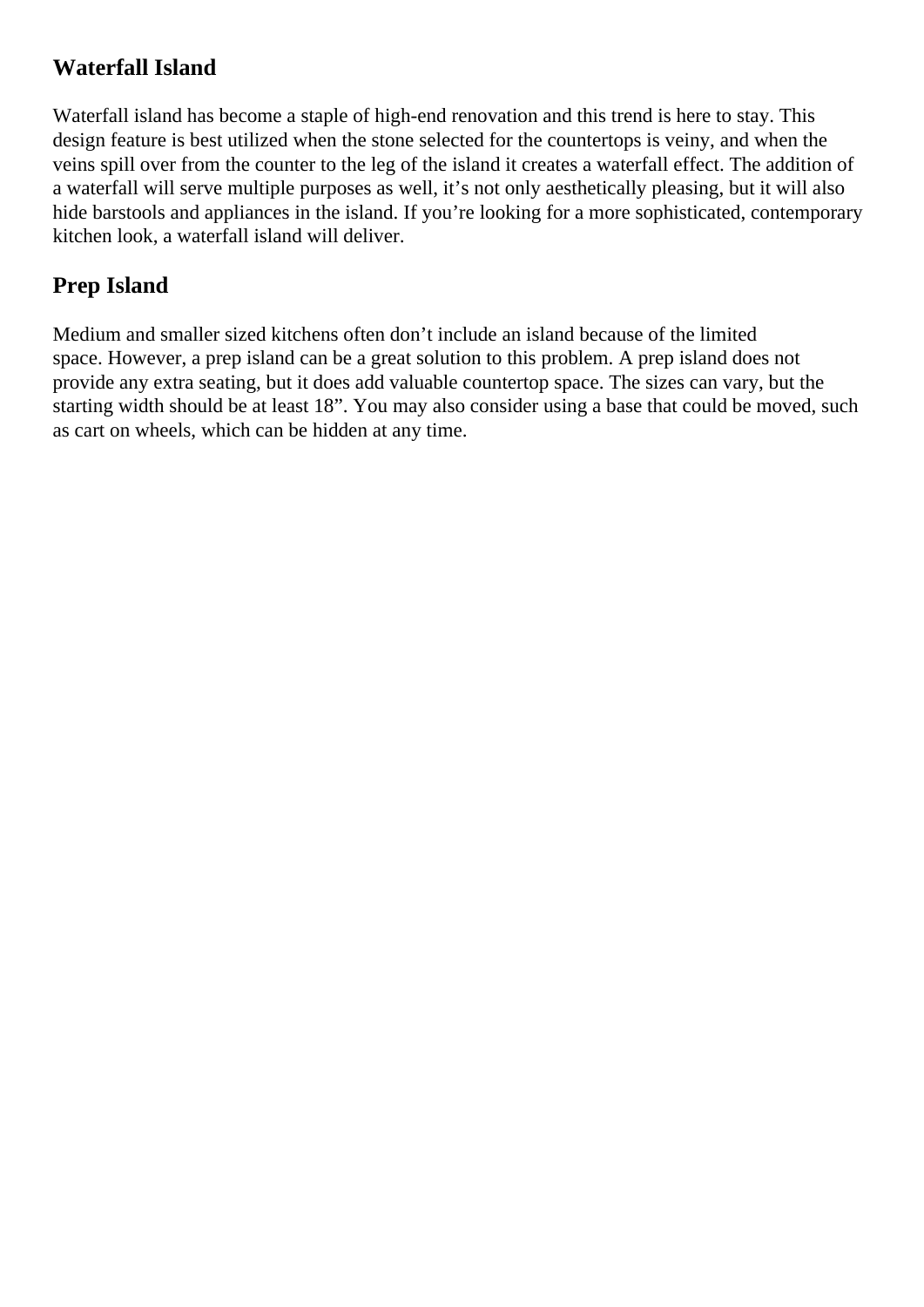## Waterfall Island

Waterfall island has become a staple of high-end renovation and this trend is here to stay. This design feature is best utilized when the stone selected for the countertops is veiny, and when the veins spill over from the counter to the leg of the island it creates a waterfall effect. The addition of a waterfall will serve multiple purposes as well, it's not only aesthetically pleasing, but it will also hide barstools and appliances in the island. If you're looking for a more sophisticated, contemporary kitchen look, a waterfall island will deliver.

## Prep Island

Medium and smaller sized kitchens often don't include an island because of the limited space. However, a prep island can be a great solution to this problem. A prep island does not provide any extra seating, but it does add valuable countertop space. The sizes can vary, but the starting width should be at least 18". You may also consider using a base that could be moved, such as cart on wheels, which can be hidden at any time.